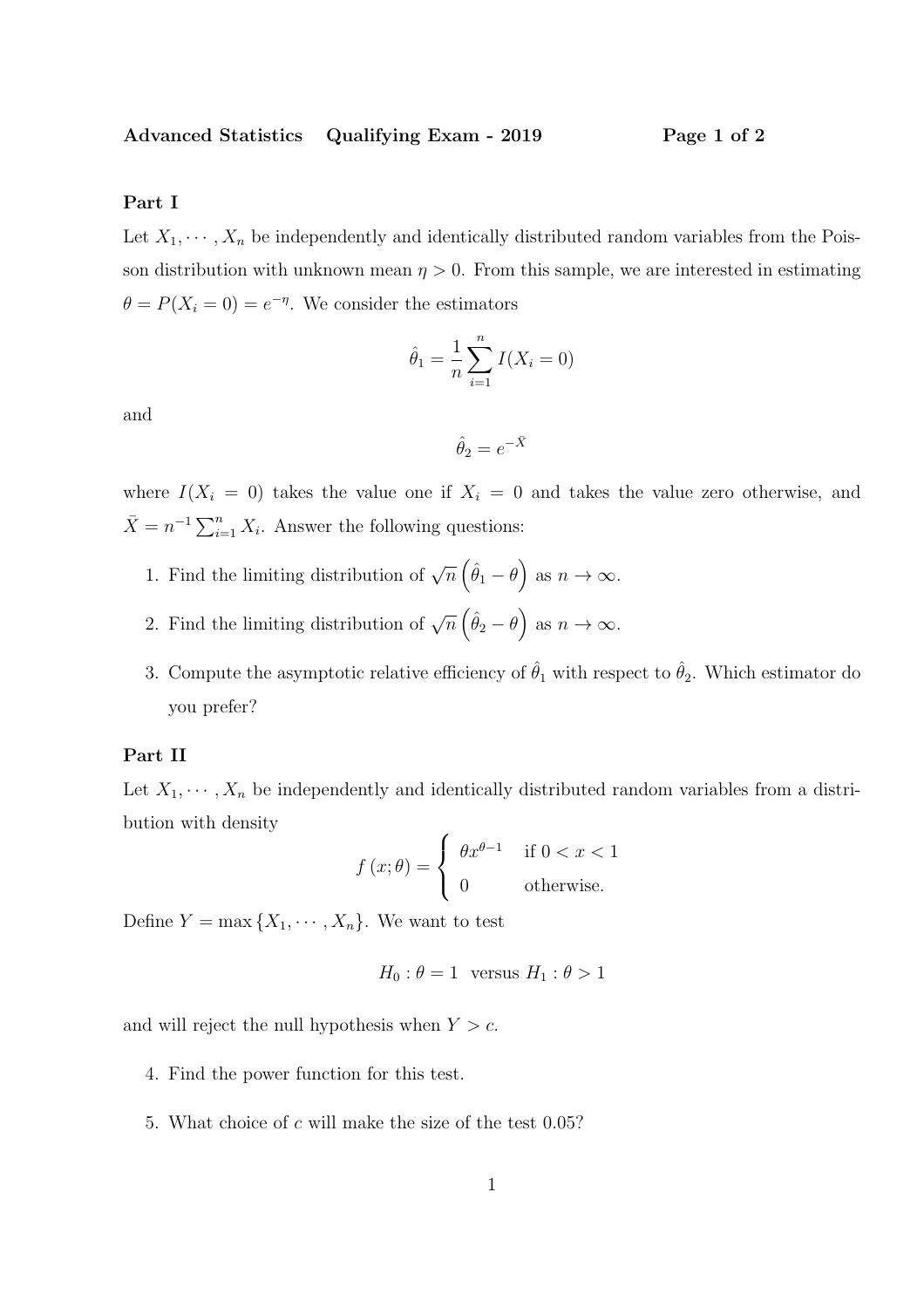## Part I

Let $X_1, \cdots, X_n$ be independently and identically distributed random variables from the Poisson distribution with unknown mean $\eta > 0$. From this sample, we are interested in estimating $\theta = P(X_i = 0) = e^{-\eta}$. We consider the estimators

$$\hat{\theta}_1 = \frac{1}{n} \sum_{i=1}^{n} I(X_i = 0)$$

and

$$\hat{\theta}_2 = e^{-\bar{X}}$$

where $I(X_i = 0)$ takes the value one if $X_i = 0$ and takes the value zero otherwise, and $\bar{X} = n^{-1} \sum_{i=1}^{n} X_i$. Answer the following questions:

1. Find the limiting distribution of $\sqrt{n}\left(\hat{\theta}_1 - \theta\right)$ as $n \to \infty$.
2. Find the limiting distribution of $\sqrt{n}\left(\hat{\theta}_2 - \theta\right)$ as $n \to \infty$.
3. Compute the asymptotic relative efficiency of $\hat{\theta}_1$ with respect to $\hat{\theta}_2$. Which estimator do you prefer?

## Part II

Let $X_1, \cdots, X_n$ be independently and identically distributed random variables from a distribution with density

$$f(x; \theta) = \begin{cases} \theta x^{\theta - 1} & \text{if } 0 < x < 1 \\ 0 & \text{otherwise.} \end{cases}$$

Define $Y = \max\{X_1, \cdots, X_n\}$. We want to test

$$H_0 : \theta = 1 \text{ versus } H_1 : \theta > 1$$

and will reject the null hypothesis when $Y > c$.

4. Find the power function for this test.
5. What choice of $c$ will make the size of the test 0.05?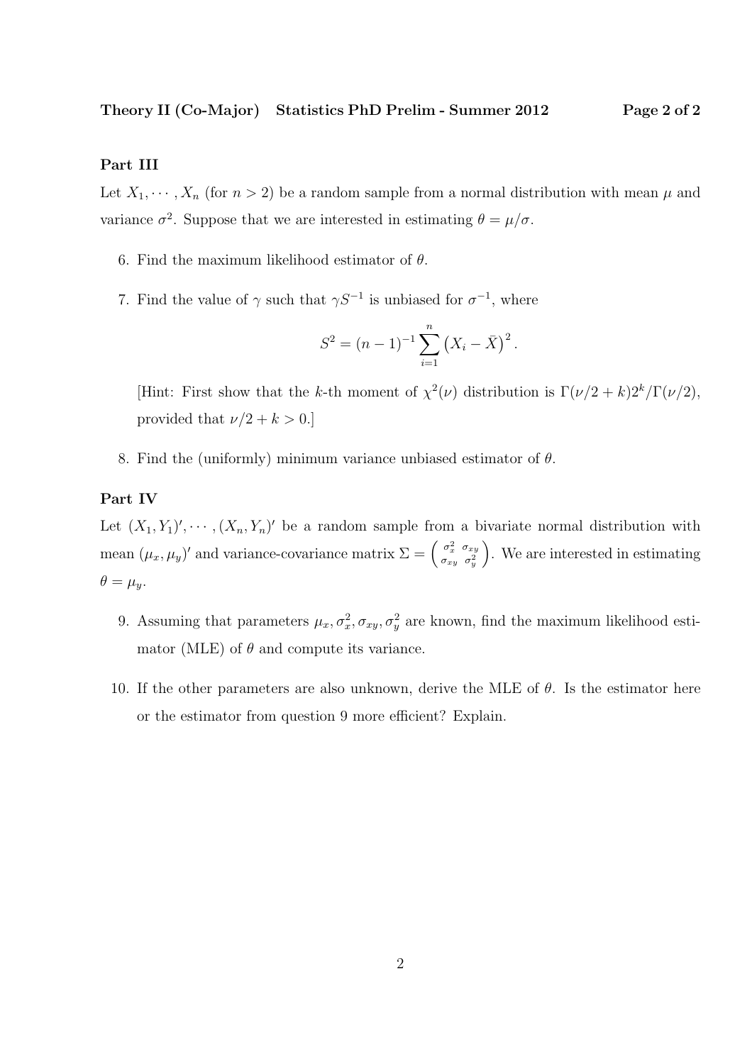## Part III

Let $X_1, \cdots, X_n$ (for $n > 2$) be a random sample from a normal distribution with mean $\mu$ and variance $\sigma^2$. Suppose that we are interested in estimating $\theta = \mu/\sigma$.

6. Find the maximum likelihood estimator of $\theta$.

7. Find the value of $\gamma$ such that $\gamma S^{-1}$ is unbiased for $\sigma^{-1}$, where

$$S^2 = (n-1)^{-1} \sum_{i=1}^{n} \left(X_i - \bar{X}\right)^2.$$

   [Hint: First show that the $k$-th moment of $\chi^2(\nu)$ distribution is $\Gamma(\nu/2 + k)2^k/\Gamma(\nu/2)$, provided that $\nu/2 + k > 0$.]

8. Find the (uniformly) minimum variance unbiased estimator of $\theta$.

## Part IV

Let $(X_1, Y_1)', \cdots, (X_n, Y_n)'$ be a random sample from a bivariate normal distribution with mean $(\mu_x, \mu_y)'$ and variance-covariance matrix $\Sigma = \begin{pmatrix} \sigma_x^2 & \sigma_{xy} \\ \sigma_{xy} & \sigma_y^2 \end{pmatrix}$. We are interested in estimating $\theta = \mu_y$.

9. Assuming that parameters $\mu_x, \sigma_x^2, \sigma_{xy}, \sigma_y^2$ are known, find the maximum likelihood estimator (MLE) of $\theta$ and compute its variance.

10. If the other parameters are also unknown, derive the MLE of $\theta$. Is the estimator here or the estimator from question 9 more efficient? Explain.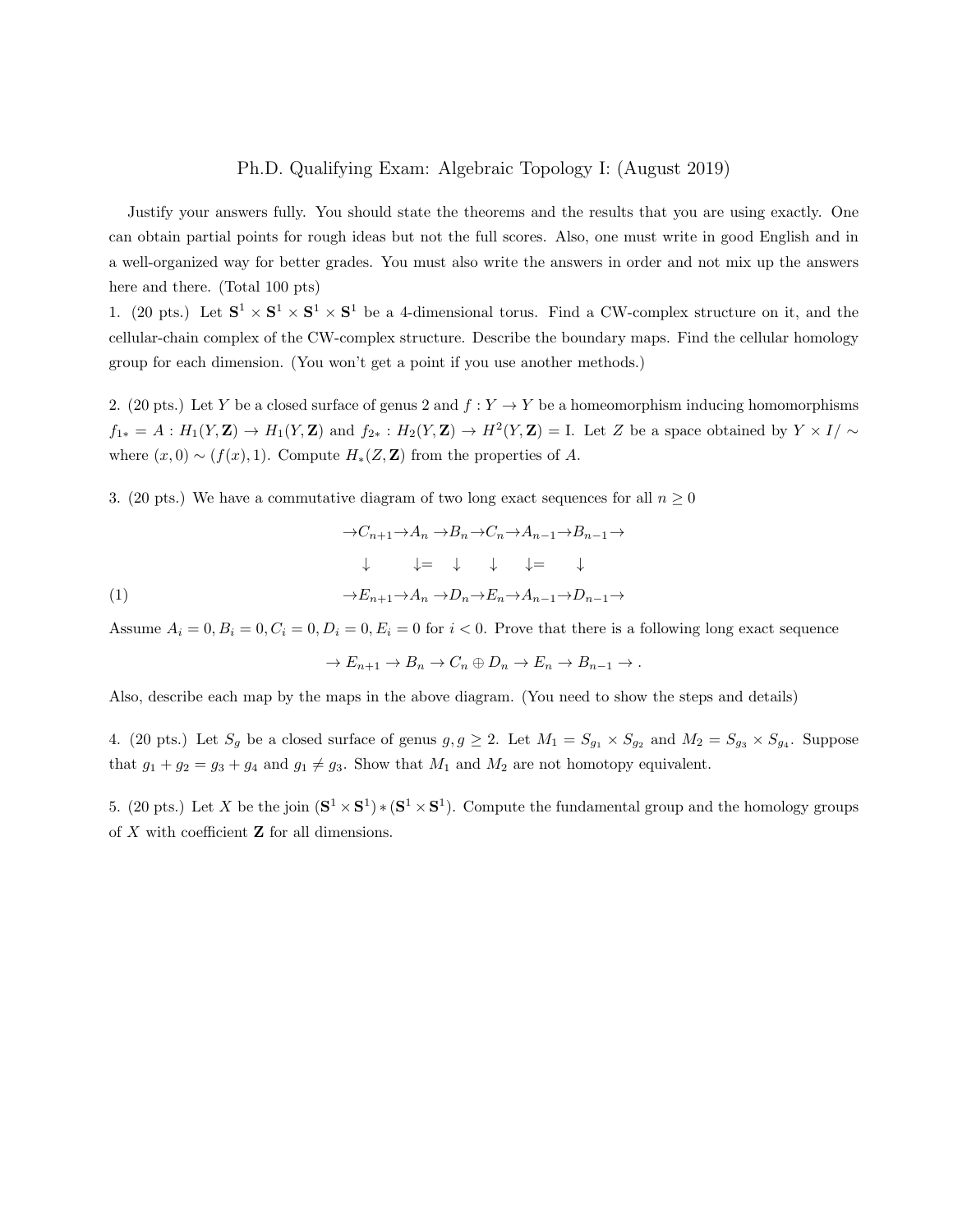# Ph.D. Qualifying Exam: Algebraic Topology I: (August 2019)

Justify your answers fully. You should state the theorems and the results that you are using exactly. One can obtain partial points for rough ideas but not the full scores. Also, one must write in good English and in a well-organized way for better grades. You must also write the answers in order and not mix up the answers here and there. (Total 100 pts)

1. (20 pts.) Let $\mathbf{S}^1 \times \mathbf{S}^1 \times \mathbf{S}^1 \times \mathbf{S}^1$ be a 4-dimensional torus. Find a CW-complex structure on it, and the cellular-chain complex of the CW-complex structure. Describe the boundary maps. Find the cellular homology group for each dimension. (You won't get a point if you use another methods.)

2. (20 pts.) Let $Y$ be a closed surface of genus 2 and $f : Y \to Y$ be a homeomorphism inducing homomorphisms $f_{1*} = A : H_1(Y, \mathbf{Z}) \to H_1(Y, \mathbf{Z})$ and $f_{2*} : H_2(Y, \mathbf{Z}) \to H^2(Y, \mathbf{Z}) = \mathrm{I}$. Let $Z$ be a space obtained by $Y \times I/\sim$ where $(x, 0) \sim (f(x), 1)$. Compute $H_*(Z, \mathbf{Z})$ from the properties of $A$.

3. (20 pts.) We have a commutative diagram of two long exact sequences for all $n \geq 0$

$$
\begin{array}{cccccccccccc}
\to & C_{n+1} & \to & A_n & \to & B_n & \to & C_n & \to & A_{n-1} & \to & B_{n-1} \to \\
 & \downarrow & & \downarrow = & & \downarrow & & \downarrow & & \downarrow = & & \downarrow \\
\to & E_{n+1} & \to & A_n & \to & D_n & \to & E_n & \to & A_{n-1} & \to & D_{n-1} \to
\end{array} \tag{1}
$$

Assume $A_i = 0, B_i = 0, C_i = 0, D_i = 0, E_i = 0$ for $i < 0$. Prove that there is a following long exact sequence

$$\to E_{n+1} \to B_n \to C_n \oplus D_n \to E_n \to B_{n-1} \to .$$

Also, describe each map by the maps in the above diagram. (You need to show the steps and details)

4. (20 pts.) Let $S_g$ be a closed surface of genus $g, g \geq 2$. Let $M_1 = S_{g_1} \times S_{g_2}$ and $M_2 = S_{g_3} \times S_{g_4}$. Suppose that $g_1 + g_2 = g_3 + g_4$ and $g_1 \neq g_3$. Show that $M_1$ and $M_2$ are not homotopy equivalent.

5. (20 pts.) Let $X$ be the join $(\mathbf{S}^1 \times \mathbf{S}^1) * (\mathbf{S}^1 \times \mathbf{S}^1)$. Compute the fundamental group and the homology groups of $X$ with coefficient $\mathbf{Z}$ for all dimensions.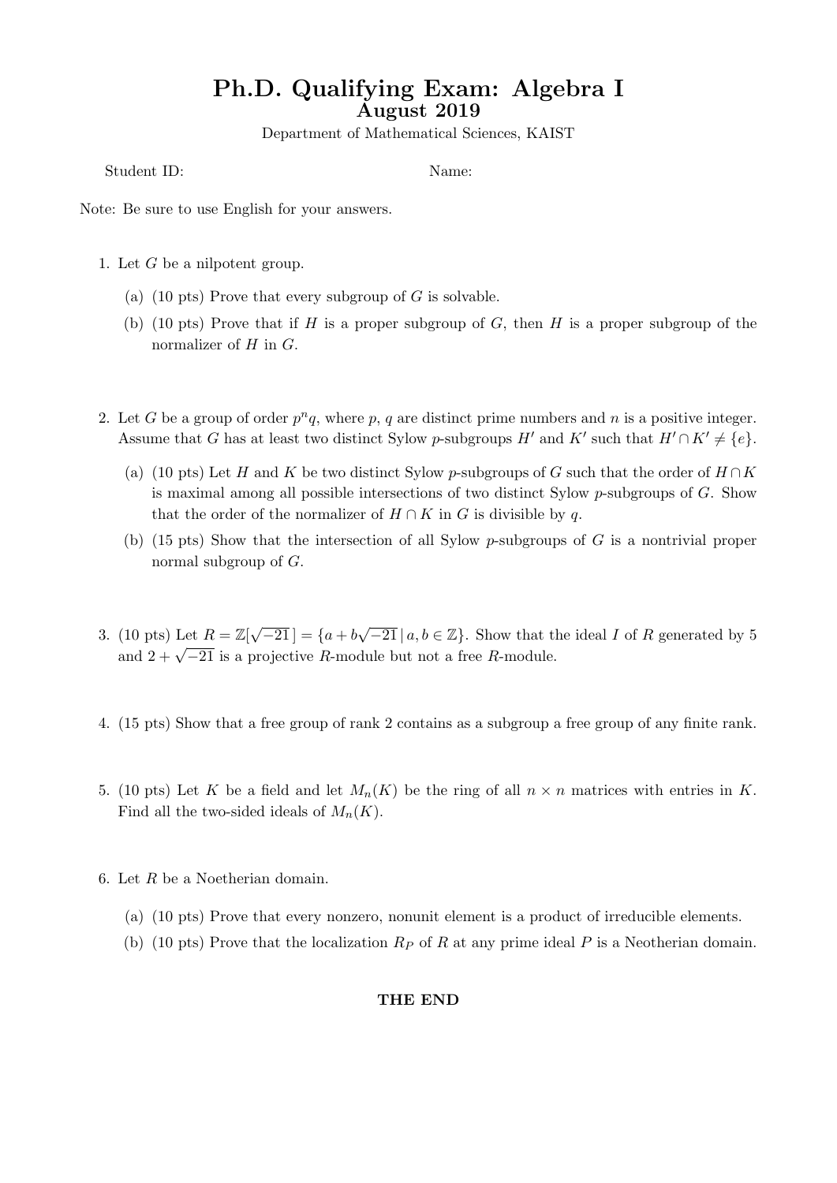# Ph.D. Qualifying Exam: Algebra I

## August 2019

Department of Mathematical Sciences, KAIST

Student ID: Name:

Note: Be sure to use English for your answers.

1. Let $G$ be a nilpotent group.

   (a) (10 pts) Prove that every subgroup of $G$ is solvable.

   (b) (10 pts) Prove that if $H$ is a proper subgroup of $G$, then $H$ is a proper subgroup of the normalizer of $H$ in $G$.

2. Let $G$ be a group of order $p^n q$, where $p$, $q$ are distinct prime numbers and $n$ is a positive integer. Assume that $G$ has at least two distinct Sylow $p$-subgroups $H'$ and $K'$ such that $H' \cap K' \neq \{e\}$.

   (a) (10 pts) Let $H$ and $K$ be two distinct Sylow $p$-subgroups of $G$ such that the order of $H \cap K$ is maximal among all possible intersections of two distinct Sylow $p$-subgroups of $G$. Show that the order of the normalizer of $H \cap K$ in $G$ is divisible by $q$.

   (b) (15 pts) Show that the intersection of all Sylow $p$-subgroups of $G$ is a nontrivial proper normal subgroup of $G$.

3. (10 pts) Let $R = \mathbb{Z}[\sqrt{-21}\,] = \{a + b\sqrt{-21} \,|\, a, b \in \mathbb{Z}\}$. Show that the ideal $I$ of $R$ generated by 5 and $2 + \sqrt{-21}$ is a projective $R$-module but not a free $R$-module.

4. (15 pts) Show that a free group of rank 2 contains as a subgroup a free group of any finite rank.

5. (10 pts) Let $K$ be a field and let $M_n(K)$ be the ring of all $n \times n$ matrices with entries in $K$. Find all the two-sided ideals of $M_n(K)$.

6. Let $R$ be a Noetherian domain.

   (a) (10 pts) Prove that every nonzero, nonunit element is a product of irreducible elements.

   (b) (10 pts) Prove that the localization $R_P$ of $R$ at any prime ideal $P$ is a Neotherian domain.

**THE END**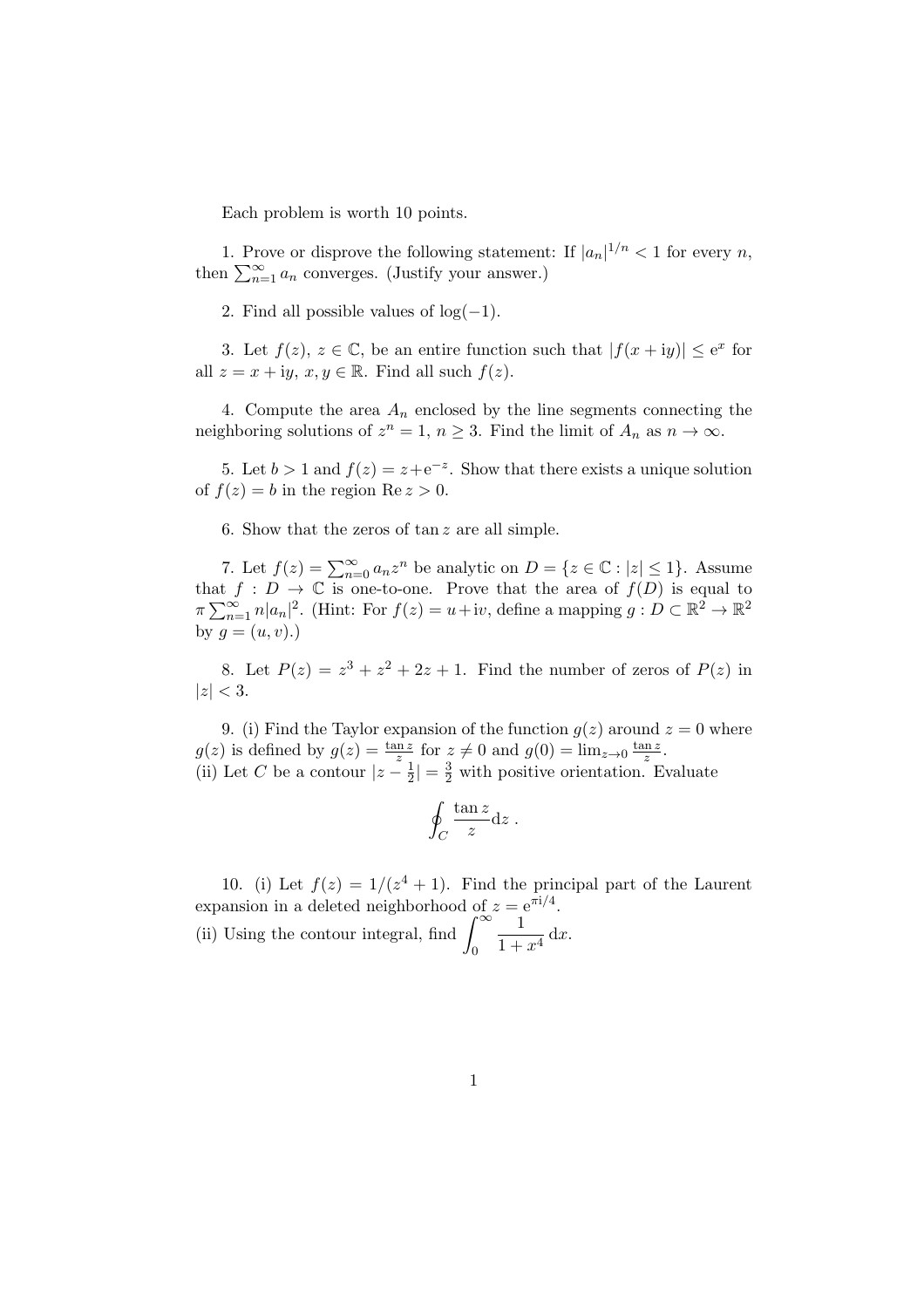Each problem is worth 10 points.

1. Prove or disprove the following statement: If $|a_n|^{1/n} < 1$ for every $n$, then $\sum_{n=1}^{\infty} a_n$ converges. (Justify your answer.)

2. Find all possible values of $\log(-1)$.

3. Let $f(z)$, $z \in \mathbb{C}$, be an entire function such that $|f(x + \mathrm{i}y)| \leq \mathrm{e}^x$ for all $z = x + \mathrm{i}y$, $x, y \in \mathbb{R}$. Find all such $f(z)$.

4. Compute the area $A_n$ enclosed by the line segments connecting the neighboring solutions of $z^n = 1$, $n \geq 3$. Find the limit of $A_n$ as $n \to \infty$.

5. Let $b > 1$ and $f(z) = z + \mathrm{e}^{-z}$. Show that there exists a unique solution of $f(z) = b$ in the region $\operatorname{Re} z > 0$.

6. Show that the zeros of $\tan z$ are all simple.

7. Let $f(z) = \sum_{n=0}^{\infty} a_n z^n$ be analytic on $D = \{z \in \mathbb{C} : |z| \leq 1\}$. Assume that $f : D \to \mathbb{C}$ is one-to-one. Prove that the area of $f(D)$ is equal to $\pi \sum_{n=1}^{\infty} n|a_n|^2$. (Hint: For $f(z) = u + \mathrm{i}v$, define a mapping $g : D \subset \mathbb{R}^2 \to \mathbb{R}^2$ by $g = (u, v)$.)

8. Let $P(z) = z^3 + z^2 + 2z + 1$. Find the number of zeros of $P(z)$ in $|z| < 3$.

9. (i) Find the Taylor expansion of the function $g(z)$ around $z = 0$ where $g(z)$ is defined by $g(z) = \frac{\tan z}{z}$ for $z \neq 0$ and $g(0) = \lim_{z \to 0} \frac{\tan z}{z}$.
(ii) Let $C$ be a contour $|z - \frac{1}{2}| = \frac{3}{2}$ with positive orientation. Evaluate

$$\oint_C \frac{\tan z}{z} \mathrm{d}z \ .$$

10. (i) Let $f(z) = 1/(z^4 + 1)$. Find the principal part of the Laurent expansion in a deleted neighborhood of $z = \mathrm{e}^{\pi \mathrm{i}/4}$.
(ii) Using the contour integral, find $\displaystyle\int_0^{\infty} \frac{1}{1 + x^4} \, \mathrm{d}x$.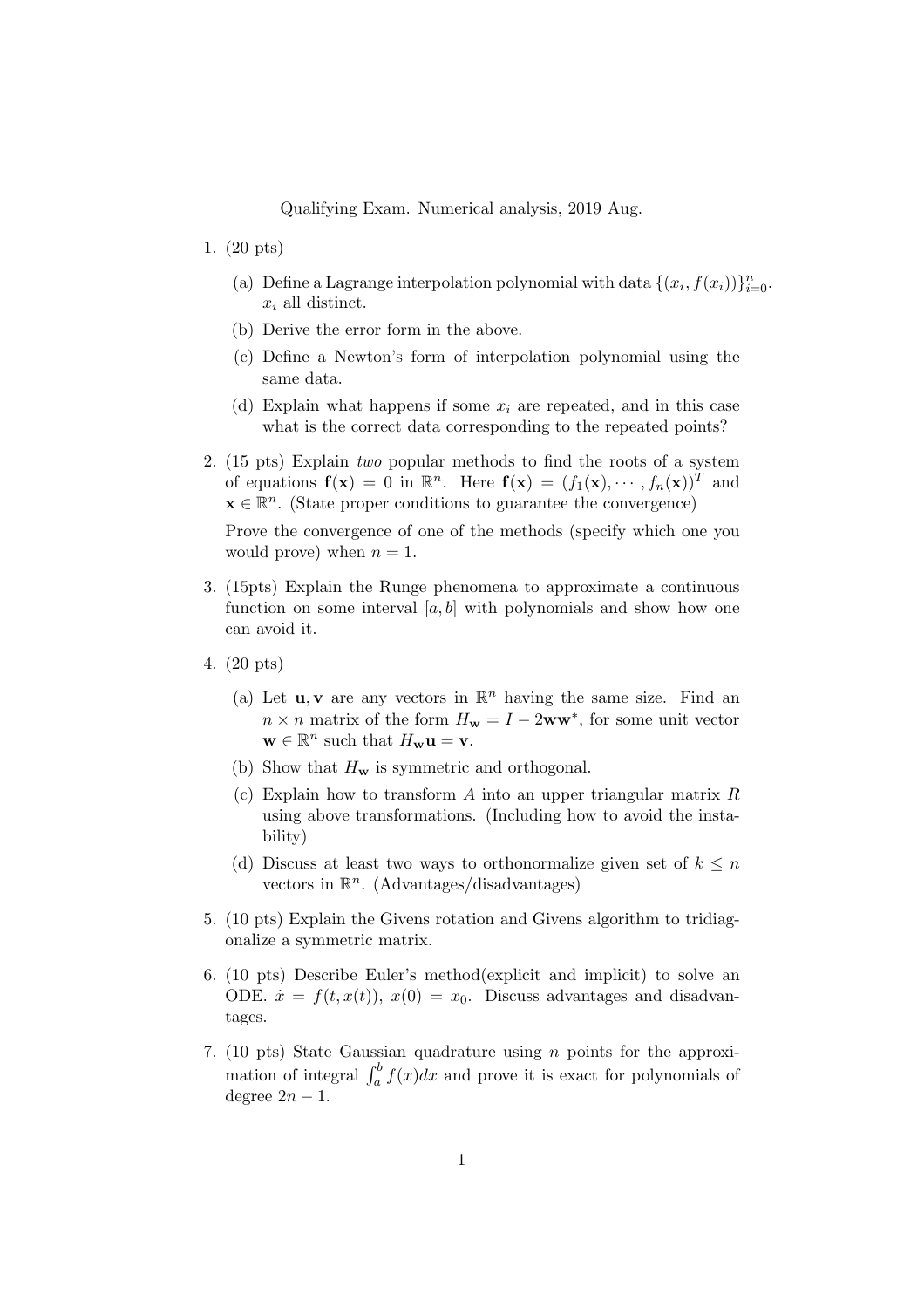Qualifying Exam. Numerical analysis, 2019 Aug.

1. (20 pts)

   (a) Define a Lagrange interpolation polynomial with data $\{(x_i, f(x_i))\}_{i=0}^n$. $x_i$ all distinct.

   (b) Derive the error form in the above.

   (c) Define a Newton's form of interpolation polynomial using the same data.

   (d) Explain what happens if some $x_i$ are repeated, and in this case what is the correct data corresponding to the repeated points?

2. (15 pts) Explain *two* popular methods to find the roots of a system of equations $\mathbf{f}(\mathbf{x}) = 0$ in $\mathbb{R}^n$. Here $\mathbf{f}(\mathbf{x}) = (f_1(\mathbf{x}), \cdots, f_n(\mathbf{x}))^T$ and $\mathbf{x} \in \mathbb{R}^n$. (State proper conditions to guarantee the convergence)

   Prove the convergence of one of the methods (specify which one you would prove) when $n = 1$.

3. (15pts) Explain the Runge phenomena to approximate a continuous function on some interval $[a, b]$ with polynomials and show how one can avoid it.

4. (20 pts)

   (a) Let $\mathbf{u}, \mathbf{v}$ are any vectors in $\mathbb{R}^n$ having the same size. Find an $n \times n$ matrix of the form $H_{\mathbf{w}} = I - 2\mathbf{w}\mathbf{w}^*$, for some unit vector $\mathbf{w} \in \mathbb{R}^n$ such that $H_{\mathbf{w}}\mathbf{u} = \mathbf{v}$.

   (b) Show that $H_{\mathbf{w}}$ is symmetric and orthogonal.

   (c) Explain how to transform $A$ into an upper triangular matrix $R$ using above transformations. (Including how to avoid the instability)

   (d) Discuss at least two ways to orthonormalize given set of $k \leq n$ vectors in $\mathbb{R}^n$. (Advantages/disadvantages)

5. (10 pts) Explain the Givens rotation and Givens algorithm to tridiagonalize a symmetric matrix.

6. (10 pts) Describe Euler's method(explicit and implicit) to solve an ODE. $\dot{x} = f(t, x(t))$, $x(0) = x_0$. Discuss advantages and disadvantages.

7. (10 pts) State Gaussian quadrature using $n$ points for the approximation of integral $\int_a^b f(x)dx$ and prove it is exact for polynomials of degree $2n - 1$.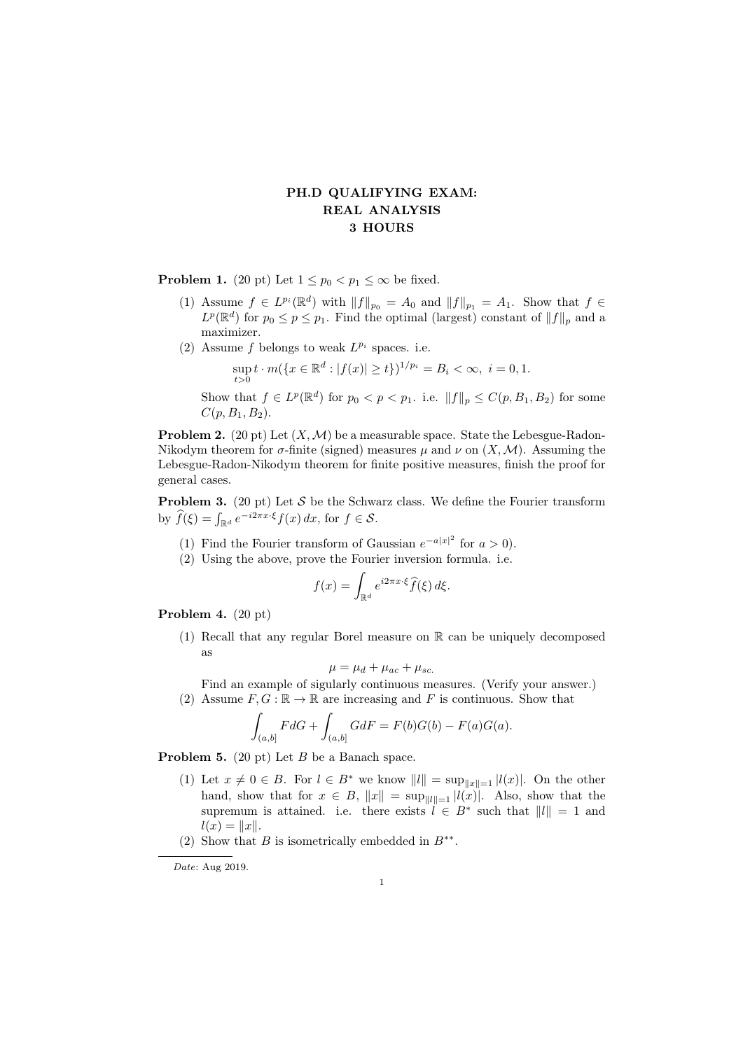# PH.D QUALIFYING EXAM: REAL ANALYSIS 3 HOURS

**Problem 1.** (20 pt) Let $1 \le p_0 < p_1 \le \infty$ be fixed.

(1) Assume $f \in L^{p_i}(\mathbb{R}^d)$ with $\|f\|_{p_0} = A_0$ and $\|f\|_{p_1} = A_1$. Show that $f \in L^p(\mathbb{R}^d)$ for $p_0 \le p \le p_1$. Find the optimal (largest) constant of $\|f\|_p$ and a maximizer.

(2) Assume $f$ belongs to weak $L^{p_i}$ spaces. i.e.

$$\sup_{t>0} t \cdot m(\{x \in \mathbb{R}^d : |f(x)| \ge t\})^{1/p_i} = B_i < \infty, \ i = 0, 1.$$

Show that $f \in L^p(\mathbb{R}^d)$ for $p_0 < p < p_1$. i.e. $\|f\|_p \le C(p, B_1, B_2)$ for some $C(p, B_1, B_2)$.

**Problem 2.** (20 pt) Let $(X, \mathcal{M})$ be a measurable space. State the Lebesgue-Radon-Nikodym theorem for $\sigma$-finite (signed) measures $\mu$ and $\nu$ on $(X, \mathcal{M})$. Assuming the Lebesgue-Radon-Nikodym theorem for finite positive measures, finish the proof for general cases.

**Problem 3.** (20 pt) Let $\mathcal{S}$ be the Schwarz class. We define the Fourier transform by $\widehat{f}(\xi) = \int_{\mathbb{R}^d} e^{-i2\pi x\cdot\xi} f(x)\, dx$, for $f \in \mathcal{S}$.

(1) Find the Fourier transform of Gaussian $e^{-a|x|^2}$ for $a > 0$).

(2) Using the above, prove the Fourier inversion formula. i.e.

$$f(x) = \int_{\mathbb{R}^d} e^{i2\pi x\cdot\xi} \widehat{f}(\xi)\, d\xi.$$

**Problem 4.** (20 pt)

(1) Recall that any regular Borel measure on $\mathbb{R}$ can be uniquely decomposed as

$$\mu = \mu_d + \mu_{ac} + \mu_{sc.}$$

Find an example of sigularly continuous measures. (Verify your answer.)

(2) Assume $F, G : \mathbb{R} \to \mathbb{R}$ are increasing and $F$ is continuous. Show that

$$\int_{(a,b]} F dG + \int_{(a,b]} G dF = F(b)G(b) - F(a)G(a).$$

**Problem 5.** (20 pt) Let $B$ be a Banach space.

(1) Let $x \neq 0 \in B$. For $l \in B^*$ we know $\|l\| = \sup_{\|x\|=1} |l(x)|$. On the other hand, show that for $x \in B$, $\|x\| = \sup_{\|l\|=1} |l(x)|$. Also, show that the supremum is attained. i.e. there exists $l \in B^*$ such that $\|l\| = 1$ and $l(x) = \|x\|$.

(2) Show that $B$ is isometrically embedded in $B^{**}$.

*Date*: Aug 2019.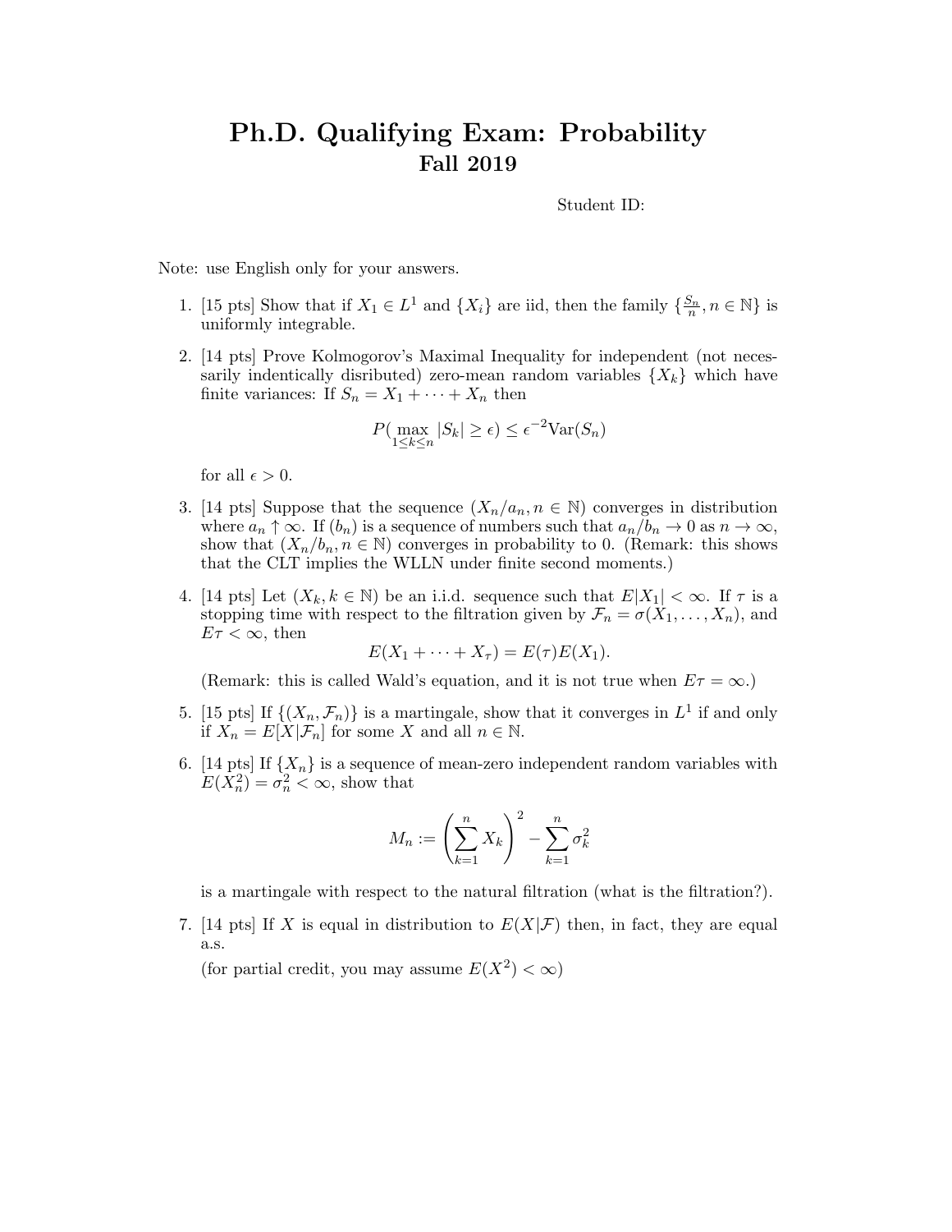# Ph.D. Qualifying Exam: Probability

## Fall 2019

Student ID:

Note: use English only for your answers.

1. [15 pts] Show that if $X_1 \in L^1$ and $\{X_i\}$ are iid, then the family $\{\frac{S_n}{n}, n \in \mathbb{N}\}$ is uniformly integrable.

2. [14 pts] Prove Kolmogorov's Maximal Inequality for independent (not necessarily indentically disributed) zero-mean random variables $\{X_k\}$ which have finite variances: If $S_n = X_1 + \cdots + X_n$ then

$$P(\max_{1 \leq k \leq n} |S_k| \geq \epsilon) \leq \epsilon^{-2} \text{Var}(S_n)$$

for all $\epsilon > 0$.

3. [14 pts] Suppose that the sequence $(X_n/a_n, n \in \mathbb{N})$ converges in distribution where $a_n \uparrow \infty$. If $(b_n)$ is a sequence of numbers such that $a_n/b_n \to 0$ as $n \to \infty$, show that $(X_n/b_n, n \in \mathbb{N})$ converges in probability to 0. (Remark: this shows that the CLT implies the WLLN under finite second moments.)

4. [14 pts] Let $(X_k, k \in \mathbb{N})$ be an i.i.d. sequence such that $E|X_1| < \infty$. If $\tau$ is a stopping time with respect to the filtration given by $\mathcal{F}_n = \sigma(X_1, \ldots, X_n)$, and $E\tau < \infty$, then

$$E(X_1 + \cdots + X_\tau) = E(\tau)E(X_1).$$

(Remark: this is called Wald's equation, and it is not true when $E\tau = \infty$.)

5. [15 pts] If $\{(X_n, \mathcal{F}_n)\}$ is a martingale, show that it converges in $L^1$ if and only if $X_n = E[X|\mathcal{F}_n]$ for some $X$ and all $n \in \mathbb{N}$.

6. [14 pts] If $\{X_n\}$ is a sequence of mean-zero independent random variables with $E(X_n^2) = \sigma_n^2 < \infty$, show that

$$M_n := \left( \sum_{k=1}^{n} X_k \right)^2 - \sum_{k=1}^{n} \sigma_k^2$$

is a martingale with respect to the natural filtration (what is the filtration?).

7. [14 pts] If $X$ is equal in distribution to $E(X|\mathcal{F})$ then, in fact, they are equal a.s.

(for partial credit, you may assume $E(X^2) < \infty$)